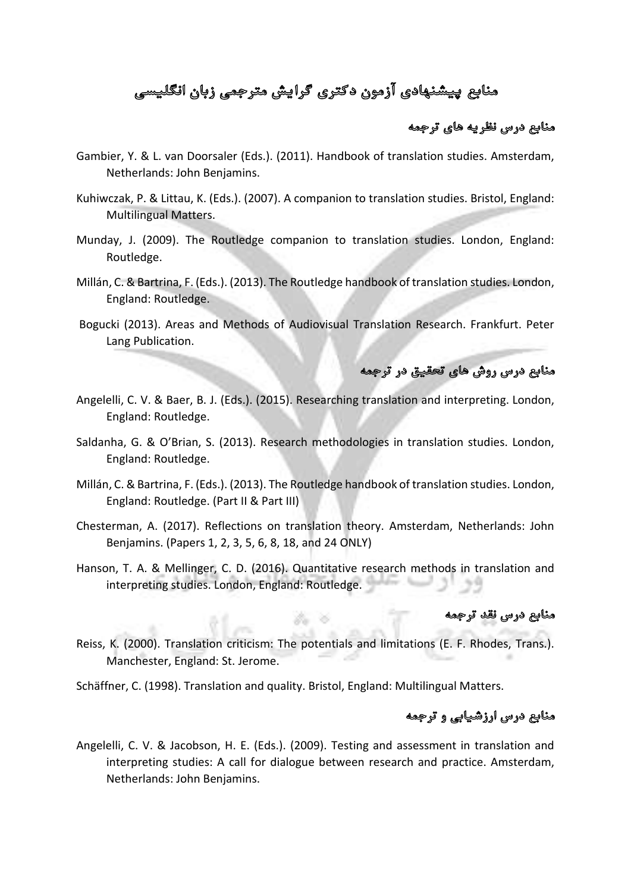# منابع پیشنهادی آزمون دکتری گرایش مترجمی زبان انگلیسی

## منابع درس نظریه های ترجمه

Gambier, Y. & L. van Doorsaler (Eds.). (2011). Handbook of translation studies. Amsterdam, Netherlands: John Benjamins.

Kuhiwczak, P. & Littau, K. (Eds.). (2007). A companion to translation studies. Bristol, England: Multilingual Matters.

Munday, J. (2009). The Routledge companion to translation studies. London, England: Routledge.

Millán, C. & Bartrina, F. (Eds.). (2013). The Routledge handbook of translation studies. London, England: Routledge.

Bogucki (2013). Areas and Methods of Audiovisual Translation Research. Frankfurt. Peter Lang Publication.

## منابع درس روش های تحقیق در ترجمه

Angelelli, C. V. & Baer, B. J. (Eds.). (2015). Researching translation and interpreting. London, England: Routledge.

Saldanha, G. & O'Brian, S. (2013). Research methodologies in translation studies. London, England: Routledge.

Millán, C. & Bartrina, F. (Eds.). (2013). The Routledge handbook of translation studies. London, England: Routledge. (Part II & Part III)

Chesterman, A. (2017). Reflections on translation theory. Amsterdam, Netherlands: John Benjamins. (Papers 1, 2, 3, 5, 6, 8, 18, and 24 ONLY)

Hanson, T. A. & Mellinger, C. D. (2016). Quantitative research methods in translation and interpreting studies. London, England: Routledge.

## منابع درس نقد ترجمه

Reiss, K. (2000). Translation criticism: The potentials and limitations (E. F. Rhodes, Trans.). Manchester, England: St. Jerome.

Schäffner, C. (1998). Translation and quality. Bristol, England: Multilingual Matters.

## منابع درس ارزشیابی و ترجمه

Angelelli, C. V. & Jacobson, H. E. (Eds.). (2009). Testing and assessment in translation and interpreting studies: A call for dialogue between research and practice. Amsterdam, Netherlands: John Benjamins.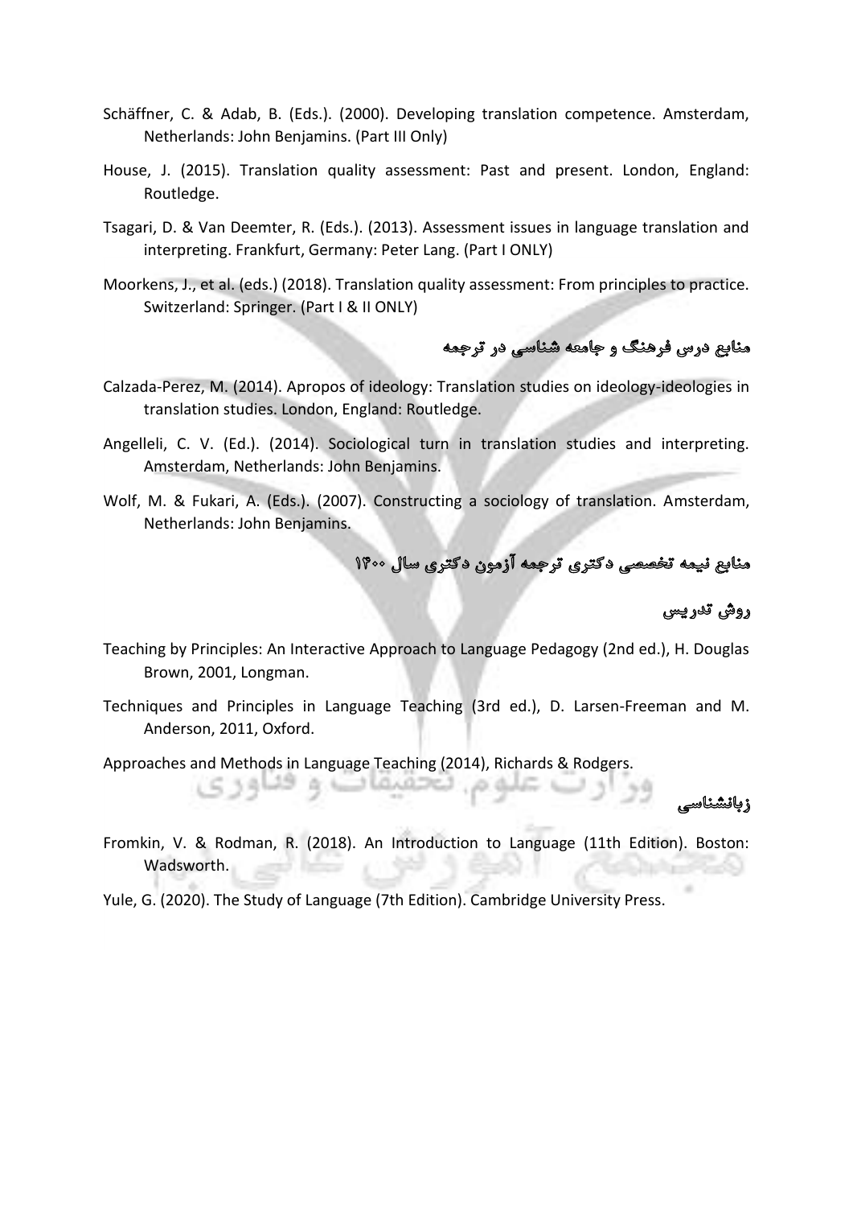Schäffner, C. & Adab, B. (Eds.). (2000). Developing translation competence. Amsterdam, Netherlands: John Benjamins. (Part III Only)

House, J. (2015). Translation quality assessment: Past and present. London, England: Routledge.

Tsagari, D. & Van Deemter, R. (Eds.). (2013). Assessment issues in language translation and interpreting. Frankfurt, Germany: Peter Lang. (Part I ONLY)

Moorkens, J., et al. (eds.) (2018). Translation quality assessment: From principles to practice. Switzerland: Springer. (Part I & II ONLY)

### منابع درس فرهنگ و جامعه شناسی در ترجمه

Calzada-Perez, M. (2014). Apropos of ideology: Translation studies on ideology-ideologies in translation studies. London, England: Routledge.

Angelleli, C. V. (Ed.). (2014). Sociological turn in translation studies and interpreting. Amsterdam, Netherlands: John Benjamins.

Wolf, M. & Fukari, A. (Eds.). (2007). Constructing a sociology of translation. Amsterdam, Netherlands: John Benjamins.

### منابع نیمه تخصصی دکتری ترجمه آزمون دکتری سال ۱۴۰۰

### روش تدریس

Teaching by Principles: An Interactive Approach to Language Pedagogy (2nd ed.), H. Douglas Brown, 2001, Longman.

Techniques and Principles in Language Teaching (3rd ed.), D. Larsen-Freeman and M. Anderson, 2011, Oxford.

Approaches and Methods in Language Teaching (2014), Richards & Rodgers.

### زبانشناسی

Fromkin, V. & Rodman, R. (2018). An Introduction to Language (11th Edition). Boston: Wadsworth.

Yule, G. (2020). The Study of Language (7th Edition). Cambridge University Press.